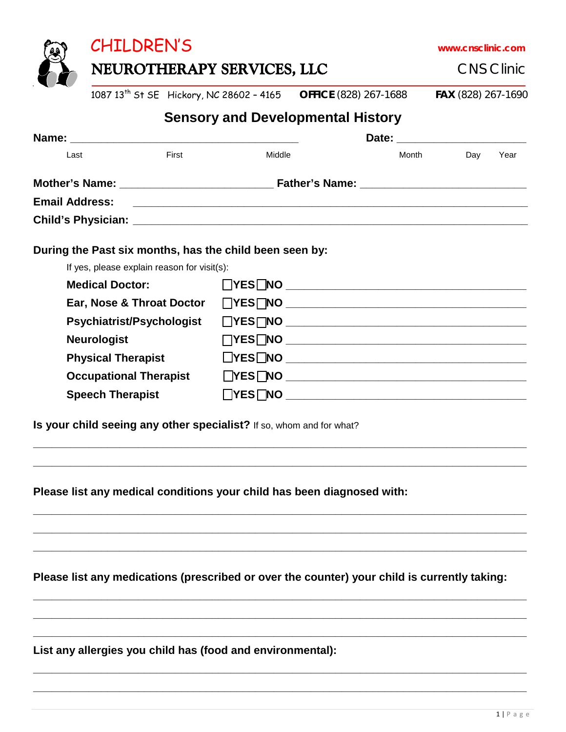# CHILDREN'S NEUROTHERAPY SERVICES, LLC

www.cnsclinic.com

CNS Clinic

1087 13th St SE Hickory, NC 28602 - 4165 **OFFICE** (828) 267-1688 **FAX** (828) 267-1690

## Sensory and Developmental History

**Name:** ______________________________________ **Date:** ______________________

Last First Middle Month Day Year

**Mother's Name:** ________________________ **Father's Name:** ___________________________

**Email Address:** _______________________________________________________________

**Child's Physician:** _____________________________________________________________

**During the Past six months, has the child been seen by:**

If yes, please explain reason for visit(s):

| | | |
|---|---|---|
| **Medical Doctor:** | ☐YES ☐NO | ________________________________ |
| **Ear, Nose & Throat Doctor** | ☐YES ☐NO | ________________________________ |
| **Psychiatrist/Psychologist** | ☐YES ☐NO | ________________________________ |
| **Neurologist** | ☐YES ☐NO | ________________________________ |
| **Physical Therapist** | ☐YES ☐NO | ________________________________ |
| **Occupational Therapist** | ☐YES ☐NO | ________________________________ |
| **Speech Therapist** | ☐YES ☐NO | ________________________________ |

**Is your child seeing any other specialist?** If so, whom and for what?

_______________________________________________________________________________

_______________________________________________________________________________

**Please list any medical conditions your child has been diagnosed with:**

_______________________________________________________________________________

_______________________________________________________________________________

_______________________________________________________________________________

**Please list any medications (prescribed or over the counter) your child is currently taking:**

_______________________________________________________________________________

_______________________________________________________________________________

_______________________________________________________________________________

**List any allergies you child has (food and environmental):**

_______________________________________________________________________________

_______________________________________________________________________________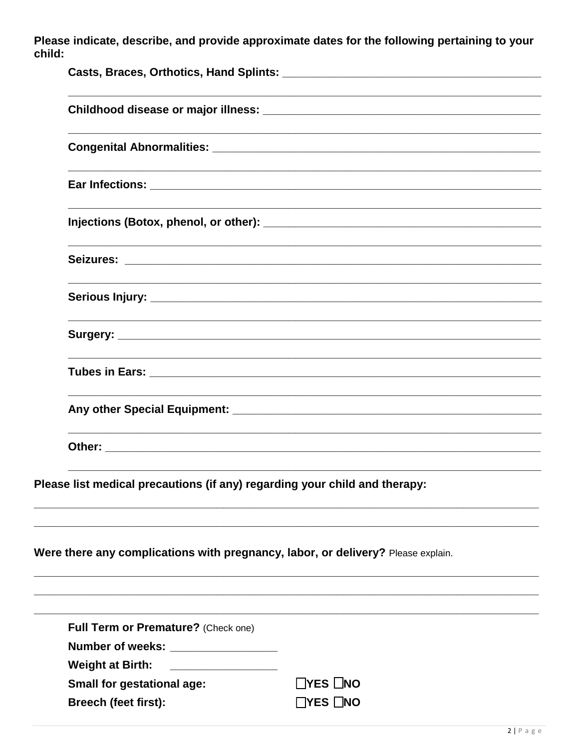**Please indicate, describe, and provide approximate dates for the following pertaining to your child:**

**Casts, Braces, Orthotics, Hand Splints:** ____________________________________________

______________________________________________________________________________

**Childhood disease or major illness:** ________________________________________________

______________________________________________________________________________

**Congenital Abnormalities:** _______________________________________________________

______________________________________________________________________________

**Ear Infections:** _______________________________________________________________

______________________________________________________________________________

**Injections (Botox, phenol, or other):** ________________________________________________

______________________________________________________________________________

**Seizures:** ____________________________________________________________________

______________________________________________________________________________

**Serious Injury:** _________________________________________________________________

______________________________________________________________________________

**Surgery:** ____________________________________________________________________

______________________________________________________________________________

**Tubes in Ears:** _______________________________________________________________

______________________________________________________________________________

**Any other Special Equipment:** ____________________________________________________

______________________________________________________________________________

**Other:** ______________________________________________________________________

______________________________________________________________________________

**Please list medical precautions (if any) regarding your child and therapy:**

________________________________________________________________________________

________________________________________________________________________________

**Were there any complications with pregnancy, labor, or delivery?** Please explain.

________________________________________________________________________________

________________________________________________________________________________

________________________________________________________________________________

**Full Term or Premature?** (Check one)

**Number of weeks:** _________________

**Weight at Birth:** _________________

**Small for gestational age:** ☐YES ☐NO

**Breech (feet first):** ☐YES ☐NO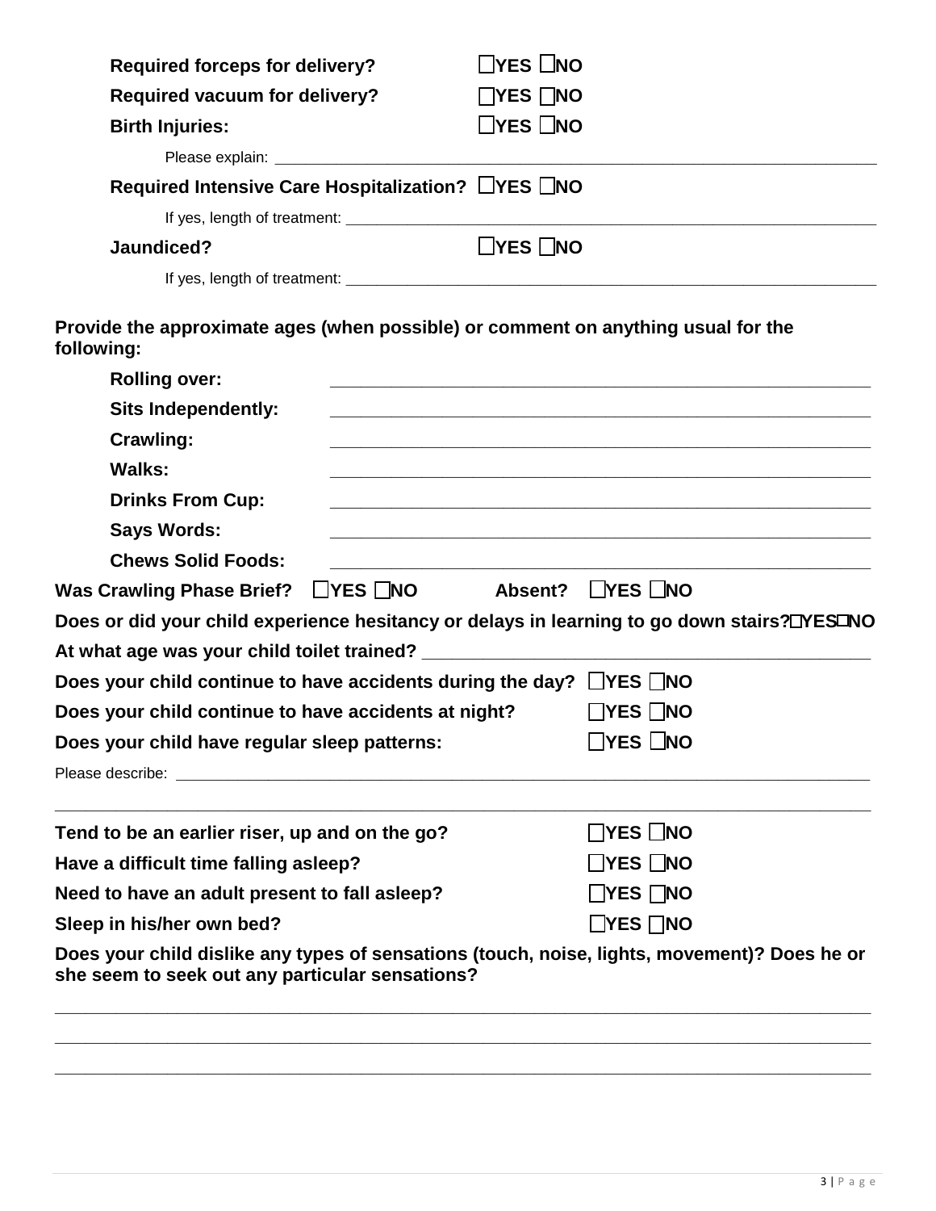**Required forceps for delivery?** ☐YES ☐NO

**Required vacuum for delivery?** ☐YES ☐NO

**Birth Injuries:** ☐YES ☐NO

Please explain: ______________________________________________________________________

**Required Intensive Care Hospitalization?** ☐YES ☐NO

If yes, length of treatment: ______________________________________________________________

**Jaundiced?** ☐YES ☐NO

If yes, length of treatment: ______________________________________________________________

**Provide the approximate ages (when possible) or comment on anything usual for the following:**

**Rolling over:** ______________________________________________________________

**Sits Independently:** ______________________________________________________________

**Crawling:** ______________________________________________________________

**Walks:** ______________________________________________________________

**Drinks From Cup:** ______________________________________________________________

**Says Words:** ______________________________________________________________

**Chews Solid Foods:** ______________________________________________________________

**Was Crawling Phase Brief?** ☐YES ☐NO **Absent?** ☐YES ☐NO

**Does or did your child experience hesitancy or delays in learning to go down stairs?**☐YES☐NO

**At what age was your child toilet trained?** ______________________________________________

**Does your child continue to have accidents during the day?** ☐YES ☐NO

**Does your child continue to have accidents at night?** ☐YES ☐NO

**Does your child have regular sleep patterns:** ☐YES ☐NO

Please describe: ______________________________________________________________________

______________________________________________________________________________________

**Tend to be an earlier riser, up and on the go?** ☐YES ☐NO

**Have a difficult time falling asleep?** ☐YES ☐NO

**Need to have an adult present to fall asleep?** ☐YES ☐NO

**Sleep in his/her own bed?** ☐YES ☐NO

**Does your child dislike any types of sensations (touch, noise, lights, movement)? Does he or she seem to seek out any particular sensations?**

______________________________________________________________________________________

______________________________________________________________________________________

______________________________________________________________________________________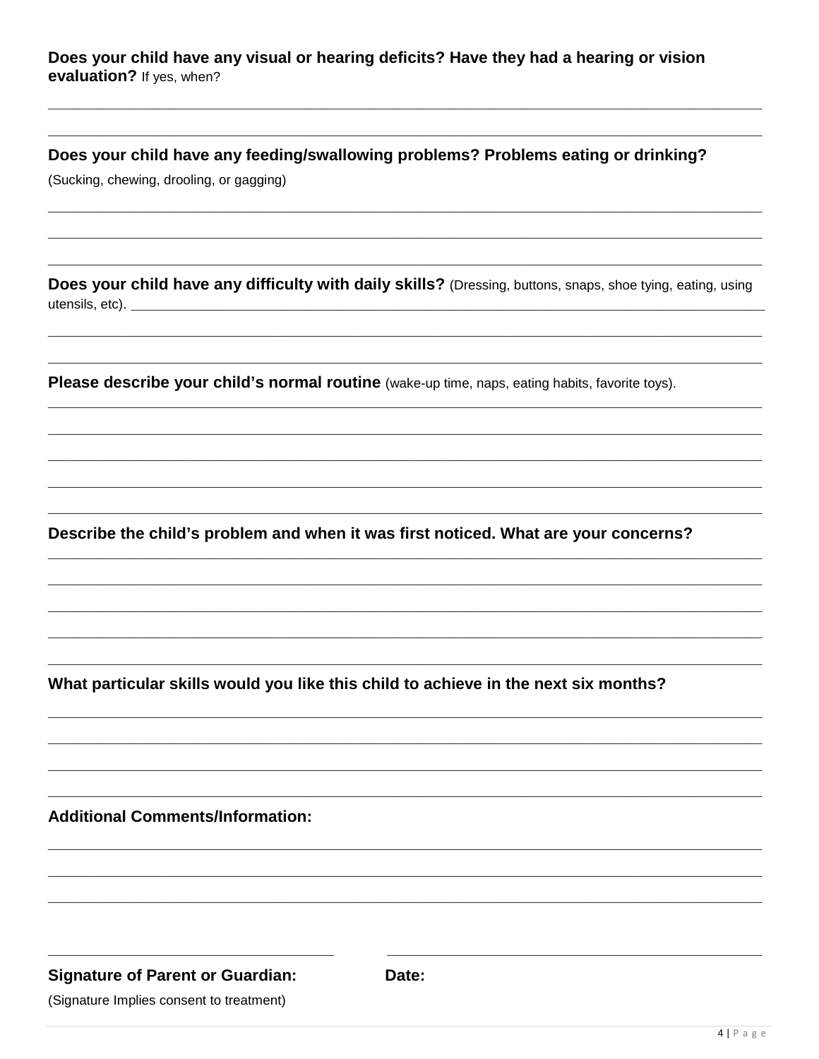**Does your child have any visual or hearing deficits? Have they had a hearing or vision evaluation?** If yes, when?

______________________________________________________________________________

______________________________________________________________________________

**Does your child have any feeding/swallowing problems? Problems eating or drinking?**

(Sucking, chewing, drooling, or gagging)

______________________________________________________________________________

______________________________________________________________________________

______________________________________________________________________________

**Does your child have any difficulty with daily skills?** (Dressing, buttons, snaps, shoe tying, eating, using utensils, etc). ______________________________________________________________

______________________________________________________________________________

______________________________________________________________________________

**Please describe your child's normal routine** (wake-up time, naps, eating habits, favorite toys).

______________________________________________________________________________

______________________________________________________________________________

______________________________________________________________________________

______________________________________________________________________________

______________________________________________________________________________

**Describe the child's problem and when it was first noticed. What are your concerns?**

______________________________________________________________________________

______________________________________________________________________________

______________________________________________________________________________

______________________________________________________________________________

______________________________________________________________________________

**What particular skills would you like this child to achieve in the next six months?**

______________________________________________________________________________

______________________________________________________________________________

______________________________________________________________________________

______________________________________________________________________________

**Additional Comments/Information:**

______________________________________________________________________________

______________________________________________________________________________

______________________________________________________________________________

________________________________________ ________________________________________

**Signature of Parent or Guardian:** **Date:**

(Signature Implies consent to treatment)